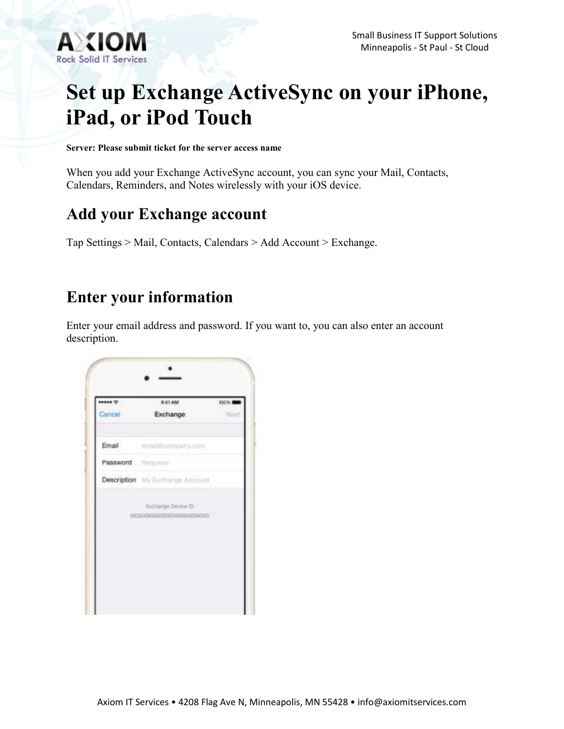# Set up Exchange ActiveSync on your iPhone, iPad, or iPod Touch

**Server: Please submit ticket for the server access name**

When you add your Exchange ActiveSync account, you can sync your Mail, Contacts, Calendars, Reminders, and Notes wirelessly with your iOS device.

## Add your Exchange account

Tap Settings > Mail, Contacts, Calendars > Add Account > Exchange.

## Enter your information

Enter your email address and password. If you want to, you can also enter an account description.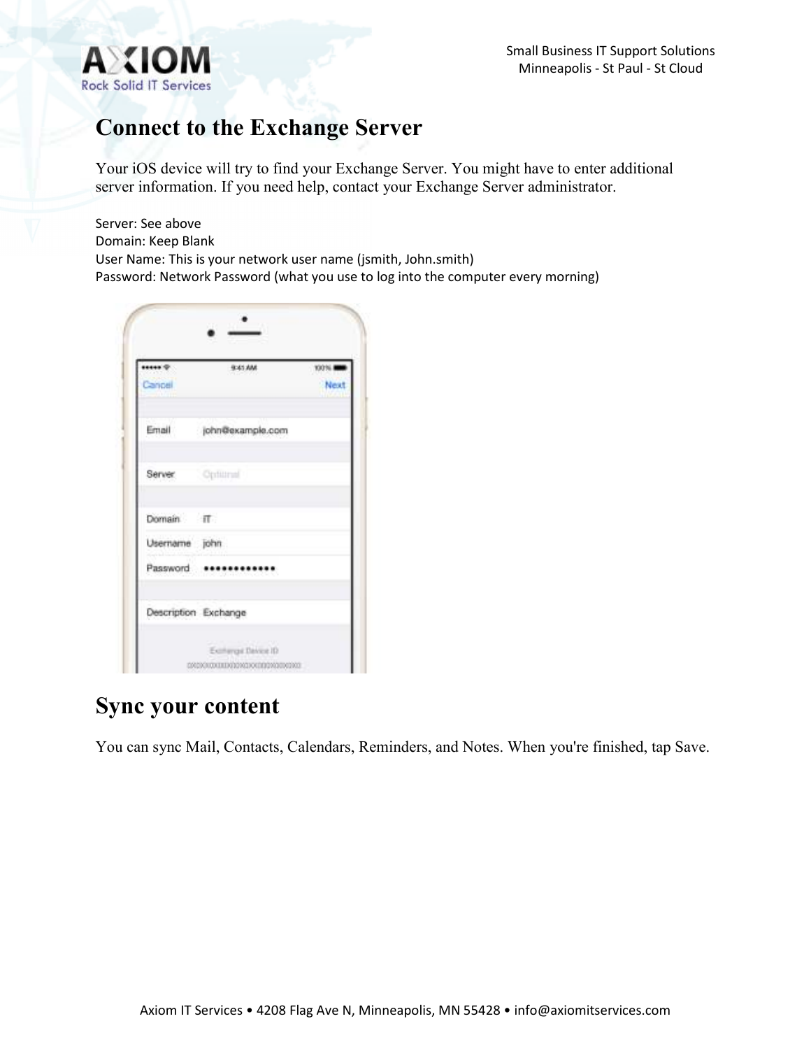## Connect to the Exchange Server

Your iOS device will try to find your Exchange Server. You might have to enter additional server information. If you need help, contact your Exchange Server administrator.

Server: See above
Domain: Keep Blank
User Name: This is your network user name (jsmith, John.smith)
Password: Network Password (what you use to log into the computer every morning)

## Sync your content

You can sync Mail, Contacts, Calendars, Reminders, and Notes. When you're finished, tap Save.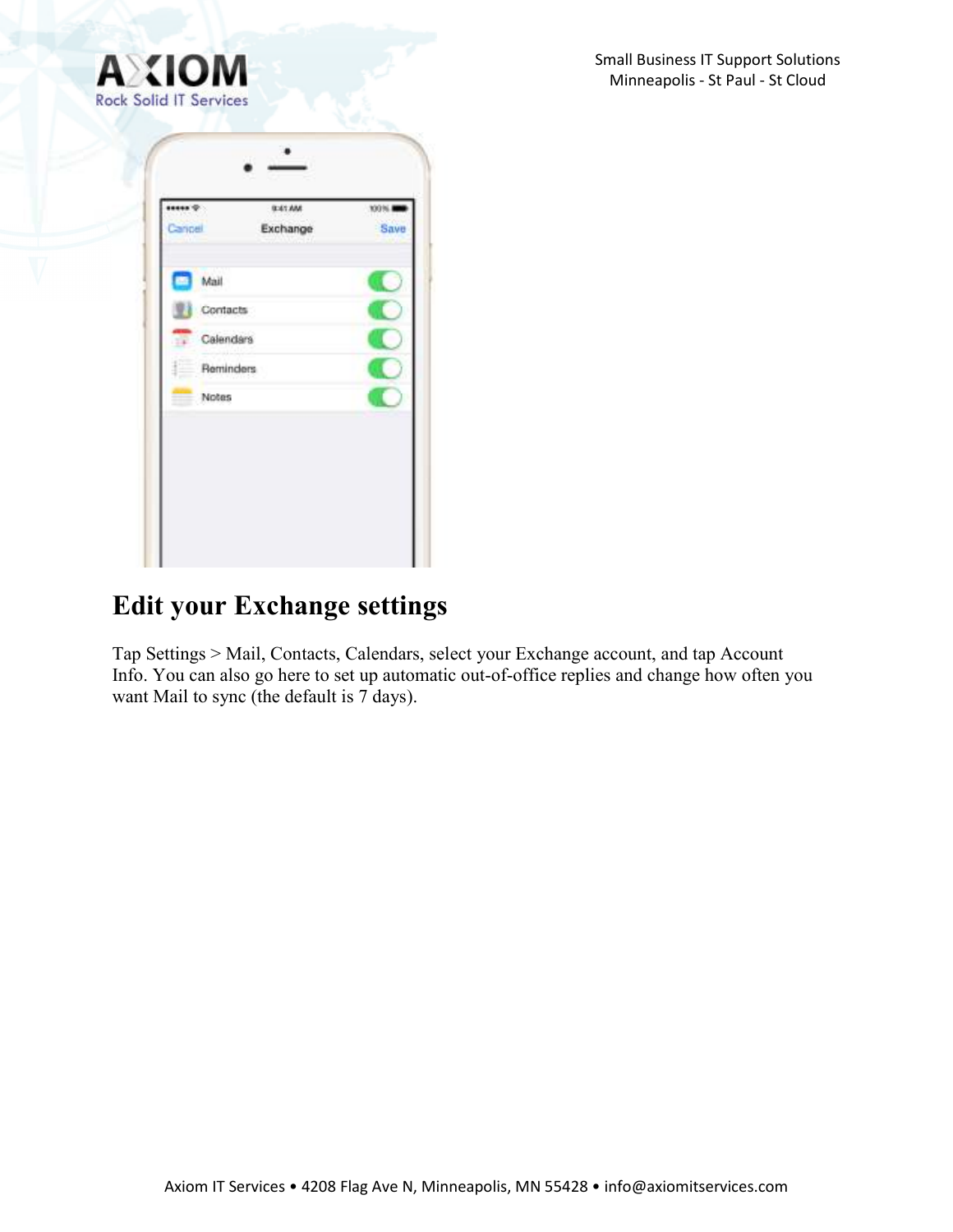## Edit your Exchange settings

Tap Settings > Mail, Contacts, Calendars, select your Exchange account, and tap Account Info. You can also go here to set up automatic out-of-office replies and change how often you want Mail to sync (the default is 7 days).